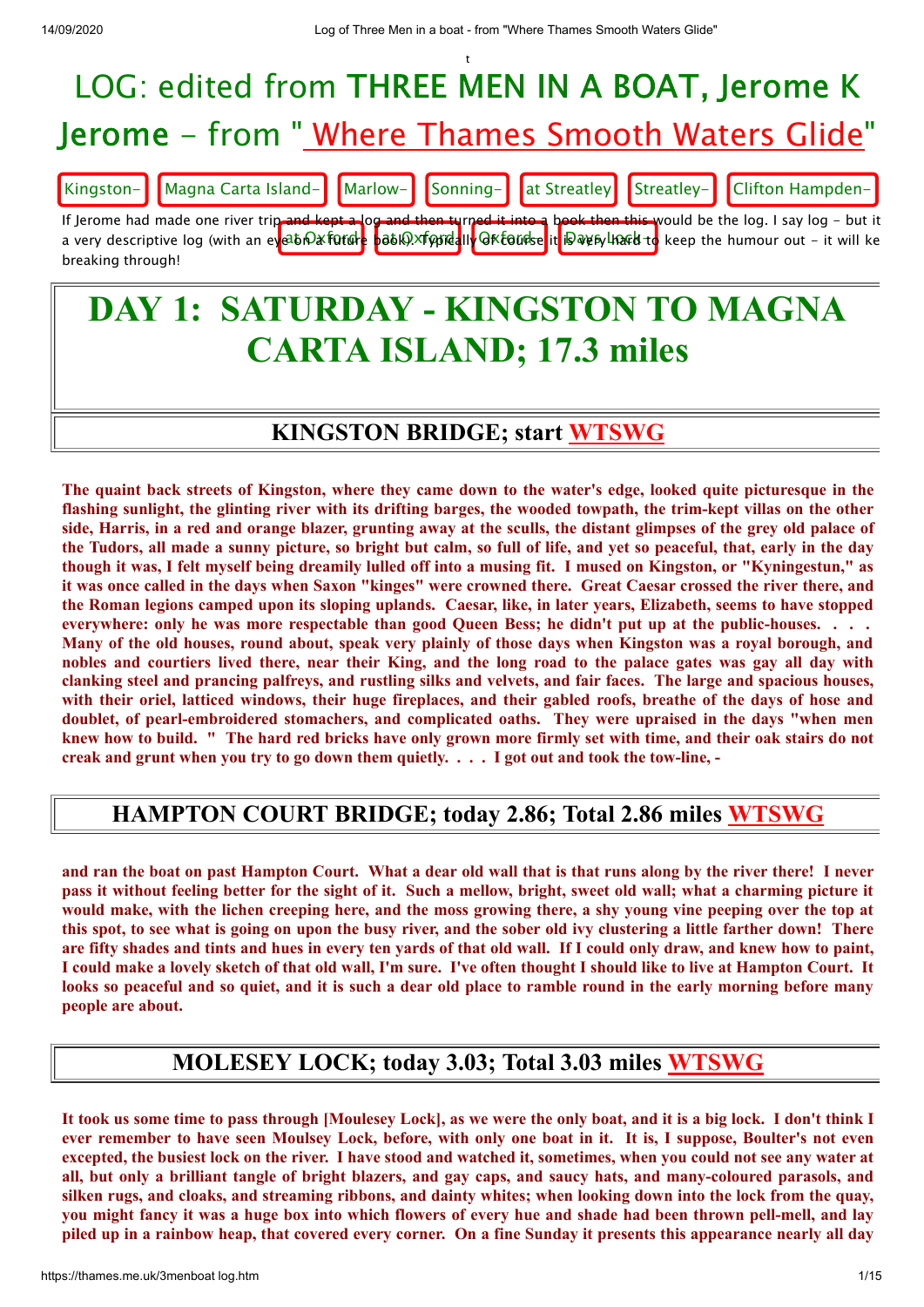# LOG: edited from THREE MEN IN A BOAT, Jerome K Jerome - from " Where Thames Smooth Waters Glide"

Kingston- | Magna Carta Island- | Marlow- | Sonning- | at Streatley | Streatley- | Clifton Hampden- | at Oxford | at Oxford | Oxford- | Days Lock

If Jerome had made one river trip and kept a log and then turned it into a book then this would be the log. I say log - but it a very descriptive log (with an eye on a future book). Typically of course it is very hard to keep the humour out - it will ke breaking through!

# DAY 1: SATURDAY - KINGSTON TO MAGNA CARTA ISLAND; 17.3 miles

## KINGSTON BRIDGE; start WTSWG

**The quaint back streets of Kingston, where they came down to the water's edge, looked quite picturesque in the flashing sunlight, the glinting river with its drifting barges, the wooded towpath, the trim-kept villas on the other side, Harris, in a red and orange blazer, grunting away at the sculls, the distant glimpses of the grey old palace of the Tudors, all made a sunny picture, so bright but calm, so full of life, and yet so peaceful, that, early in the day though it was, I felt myself being dreamily lulled off into a musing fit. I mused on Kingston, or "Kyningestun," as it was once called in the days when Saxon "kinges" were crowned there. Great Caesar crossed the river there, and the Roman legions camped upon its sloping uplands. Caesar, like, in later years, Elizabeth, seems to have stopped everywhere: only he was more respectable than good Queen Bess; he didn't put up at the public-houses. . . . Many of the old houses, round about, speak very plainly of those days when Kingston was a royal borough, and nobles and courtiers lived there, near their King, and the long road to the palace gates was gay all day with clanking steel and prancing palfreys, and rustling silks and velvets, and fair faces. The large and spacious houses, with their oriel, latticed windows, their huge fireplaces, and their gabled roofs, breathe of the days of hose and doublet, of pearl-embroidered stomachers, and complicated oaths. They were upraised in the days "when men knew how to build. " The hard red bricks have only grown more firmly set with time, and their oak stairs do not creak and grunt when you try to go down them quietly. . . . I got out and took the tow-line, -**

## HAMPTON COURT BRIDGE; today 2.86; Total 2.86 miles WTSWG

**and ran the boat on past Hampton Court. What a dear old wall that is that runs along by the river there! I never pass it without feeling better for the sight of it. Such a mellow, bright, sweet old wall; what a charming picture it would make, with the lichen creeping here, and the moss growing there, a shy young vine peeping over the top at this spot, to see what is going on upon the busy river, and the sober old ivy clustering a little farther down! There are fifty shades and tints and hues in every ten yards of that old wall. If I could only draw, and knew how to paint, I could make a lovely sketch of that old wall, I'm sure. I've often thought I should like to live at Hampton Court. It looks so peaceful and so quiet, and it is such a dear old place to ramble round in the early morning before many people are about.**

## MOLESEY LOCK; today 3.03; Total 3.03 miles WTSWG

**It took us some time to pass through [Moulesey Lock], as we were the only boat, and it is a big lock. I don't think I ever remember to have seen Moulsey Lock, before, with only one boat in it. It is, I suppose, Boulter's not even excepted, the busiest lock on the river. I have stood and watched it, sometimes, when you could not see any water at all, but only a brilliant tangle of bright blazers, and gay caps, and saucy hats, and many-coloured parasols, and silken rugs, and cloaks, and streaming ribbons, and dainty whites; when looking down into the lock from the quay, you might fancy it was a huge box into which flowers of every hue and shade had been thrown pell-mell, and lay piled up in a rainbow heap, that covered every corner. On a fine Sunday it presents this appearance nearly all day**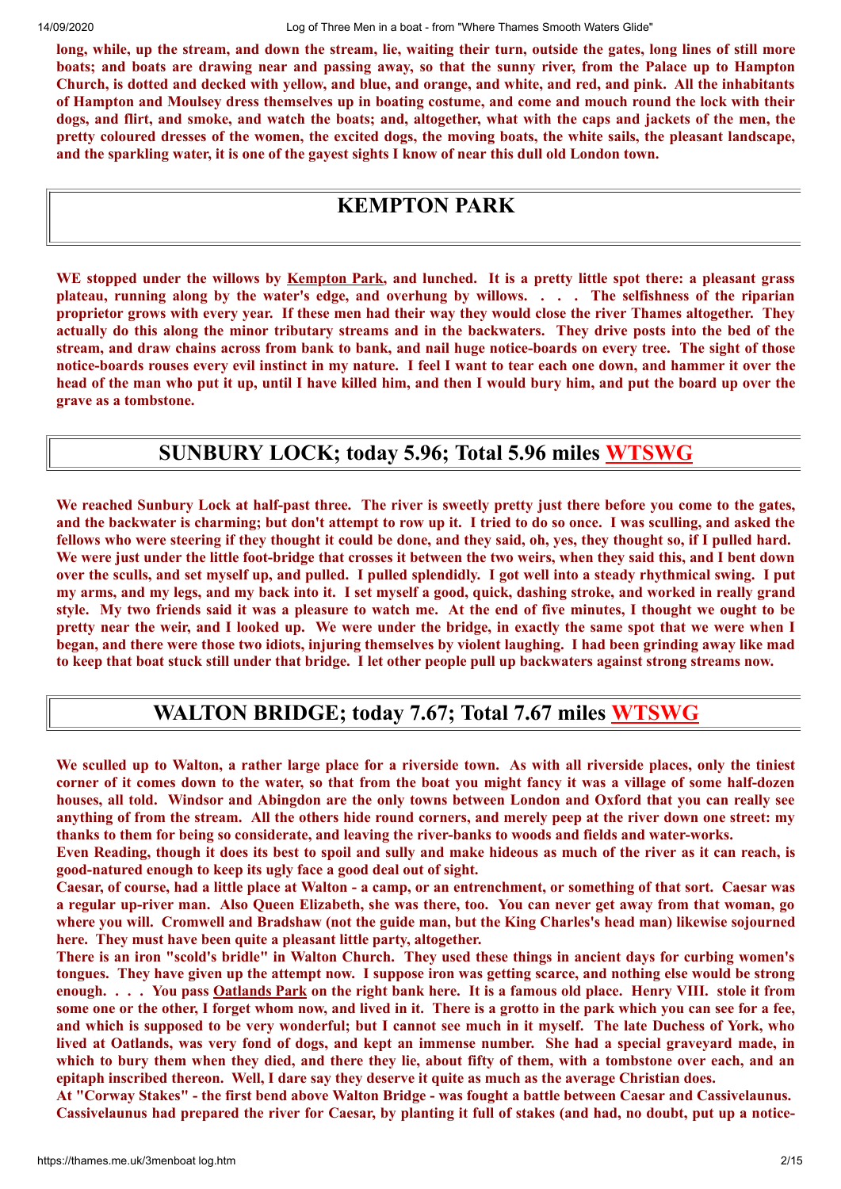**long, while, up the stream, and down the stream, lie, waiting their turn, outside the gates, long lines of still more boats; and boats are drawing near and passing away, so that the sunny river, from the Palace up to Hampton Church, is dotted and decked with yellow, and blue, and orange, and white, and red, and pink. All the inhabitants of Hampton and Moulsey dress themselves up in boating costume, and come and mouch round the lock with their dogs, and flirt, and smoke, and watch the boats; and, altogether, what with the caps and jackets of the men, the pretty coloured dresses of the women, the excited dogs, the moving boats, the white sails, the pleasant landscape, and the sparkling water, it is one of the gayest sights I know of near this dull old London town.**

## KEMPTON PARK

**WE stopped under the willows by Kempton Park, and lunched. It is a pretty little spot there: a pleasant grass plateau, running along by the water's edge, and overhung by willows. . . . The selfishness of the riparian proprietor grows with every year. If these men had their way they would close the river Thames altogether. They actually do this along the minor tributary streams and in the backwaters. They drive posts into the bed of the stream, and draw chains across from bank to bank, and nail huge notice-boards on every tree. The sight of those notice-boards rouses every evil instinct in my nature. I feel I want to tear each one down, and hammer it over the head of the man who put it up, until I have killed him, and then I would bury him, and put the board up over the grave as a tombstone.**

## SUNBURY LOCK; today 5.96; Total 5.96 miles WTSWG

**We reached Sunbury Lock at half-past three. The river is sweetly pretty just there before you come to the gates, and the backwater is charming; but don't attempt to row up it. I tried to do so once. I was sculling, and asked the fellows who were steering if they thought it could be done, and they said, oh, yes, they thought so, if I pulled hard. We were just under the little foot-bridge that crosses it between the two weirs, when they said this, and I bent down over the sculls, and set myself up, and pulled. I pulled splendidly. I got well into a steady rhythmical swing. I put my arms, and my legs, and my back into it. I set myself a good, quick, dashing stroke, and worked in really grand style. My two friends said it was a pleasure to watch me. At the end of five minutes, I thought we ought to be pretty near the weir, and I looked up. We were under the bridge, in exactly the same spot that we were when I began, and there were those two idiots, injuring themselves by violent laughing. I had been grinding away like mad to keep that boat stuck still under that bridge. I let other people pull up backwaters against strong streams now.**

## WALTON BRIDGE; today 7.67; Total 7.67 miles WTSWG

**We sculled up to Walton, a rather large place for a riverside town. As with all riverside places, only the tiniest corner of it comes down to the water, so that from the boat you might fancy it was a village of some half-dozen houses, all told. Windsor and Abingdon are the only towns between London and Oxford that you can really see anything of from the stream. All the others hide round corners, and merely peep at the river down one street: my thanks to them for being so considerate, and leaving the river-banks to woods and fields and water-works.**

**Even Reading, though it does its best to spoil and sully and make hideous as much of the river as it can reach, is good-natured enough to keep its ugly face a good deal out of sight.**

**Caesar, of course, had a little place at Walton - a camp, or an entrenchment, or something of that sort. Caesar was a regular up-river man. Also Queen Elizabeth, she was there, too. You can never get away from that woman, go where you will. Cromwell and Bradshaw (not the guide man, but the King Charles's head man) likewise sojourned here. They must have been quite a pleasant little party, altogether.**

**There is an iron "scold's bridle" in Walton Church. They used these things in ancient days for curbing women's tongues. They have given up the attempt now. I suppose iron was getting scarce, and nothing else would be strong enough. . . . You pass Oatlands Park on the right bank here. It is a famous old place. Henry VIII. stole it from some one or the other, I forget whom now, and lived in it. There is a grotto in the park which you can see for a fee, and which is supposed to be very wonderful; but I cannot see much in it myself. The late Duchess of York, who lived at Oatlands, was very fond of dogs, and kept an immense number. She had a special graveyard made, in which to bury them when they died, and there they lie, about fifty of them, with a tombstone over each, and an epitaph inscribed thereon. Well, I dare say they deserve it quite as much as the average Christian does.**

**At "Corway Stakes" - the first bend above Walton Bridge - was fought a battle between Caesar and Cassivelaunus. Cassivelaunus had prepared the river for Caesar, by planting it full of stakes (and had, no doubt, put up a notice-**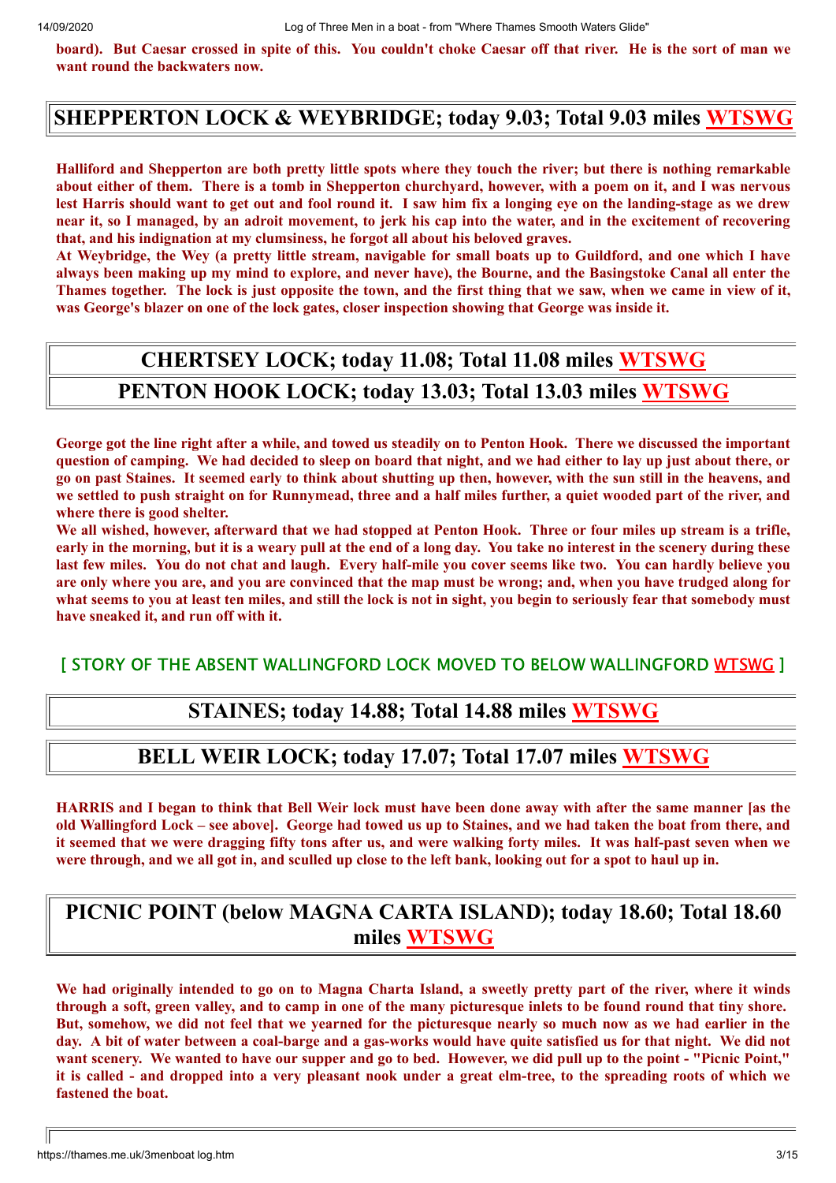**board). But Caesar crossed in spite of this. You couldn't choke Caesar off that river. He is the sort of man we want round the backwaters now.**

## SHEPPERTON LOCK & WEYBRIDGE; today 9.03; Total 9.03 miles WTSWG

**Halliford and Shepperton are both pretty little spots where they touch the river; but there is nothing remarkable about either of them. There is a tomb in Shepperton churchyard, however, with a poem on it, and I was nervous lest Harris should want to get out and fool round it. I saw him fix a longing eye on the landing-stage as we drew near it, so I managed, by an adroit movement, to jerk his cap into the water, and in the excitement of recovering that, and his indignation at my clumsiness, he forgot all about his beloved graves.**

**At Weybridge, the Wey (a pretty little stream, navigable for small boats up to Guildford, and one which I have always been making up my mind to explore, and never have), the Bourne, and the Basingstoke Canal all enter the Thames together. The lock is just opposite the town, and the first thing that we saw, when we came in view of it, was George's blazer on one of the lock gates, closer inspection showing that George was inside it.**

## CHERTSEY LOCK; today 11.08; Total 11.08 miles WTSWG

## PENTON HOOK LOCK; today 13.03; Total 13.03 miles WTSWG

**George got the line right after a while, and towed us steadily on to Penton Hook. There we discussed the important question of camping. We had decided to sleep on board that night, and we had either to lay up just about there, or go on past Staines. It seemed early to think about shutting up then, however, with the sun still in the heavens, and we settled to push straight on for Runnymead, three and a half miles further, a quiet wooded part of the river, and where there is good shelter.**

**We all wished, however, afterward that we had stopped at Penton Hook. Three or four miles up stream is a trifle, early in the morning, but it is a weary pull at the end of a long day. You take no interest in the scenery during these last few miles. You do not chat and laugh. Every half-mile you cover seems like two. You can hardly believe you are only where you are, and you are convinced that the map must be wrong; and, when you have trudged along for what seems to you at least ten miles, and still the lock is not in sight, you begin to seriously fear that somebody must have sneaked it, and run off with it.**

[ STORY OF THE ABSENT WALLINGFORD LOCK MOVED TO BELOW WALLINGFORD WTSWG ]

## STAINES; today 14.88; Total 14.88 miles WTSWG

## BELL WEIR LOCK; today 17.07; Total 17.07 miles WTSWG

**HARRIS and I began to think that Bell Weir lock must have been done away with after the same manner [as the old Wallingford Lock – see above]. George had towed us up to Staines, and we had taken the boat from there, and it seemed that we were dragging fifty tons after us, and were walking forty miles. It was half-past seven when we were through, and we all got in, and sculled up close to the left bank, looking out for a spot to haul up in.**

## PICNIC POINT (below MAGNA CARTA ISLAND); today 18.60; Total 18.60 miles WTSWG

**We had originally intended to go on to Magna Charta Island, a sweetly pretty part of the river, where it winds through a soft, green valley, and to camp in one of the many picturesque inlets to be found round that tiny shore. But, somehow, we did not feel that we yearned for the picturesque nearly so much now as we had earlier in the day. A bit of water between a coal-barge and a gas-works would have quite satisfied us for that night. We did not want scenery. We wanted to have our supper and go to bed. However, we did pull up to the point - "Picnic Point," it is called - and dropped into a very pleasant nook under a great elm-tree, to the spreading roots of which we fastened the boat.**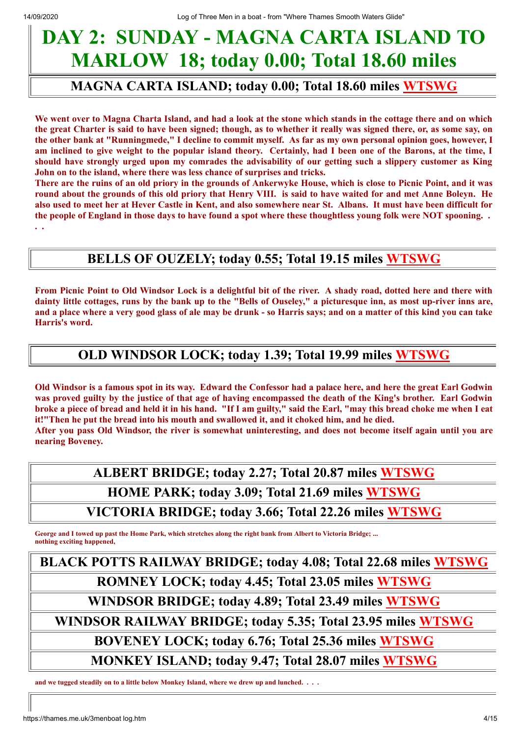# DAY 2: SUNDAY - MAGNA CARTA ISLAND TO MARLOW 18; today 0.00; Total 18.60 miles

## MAGNA CARTA ISLAND; today 0.00; Total 18.60 miles WTSWG

**We went over to Magna Charta Island, and had a look at the stone which stands in the cottage there and on which the great Charter is said to have been signed; though, as to whether it really was signed there, or, as some say, on the other bank at "Runningmede," I decline to commit myself. As far as my own personal opinion goes, however, I am inclined to give weight to the popular island theory. Certainly, had I been one of the Barons, at the time, I should have strongly urged upon my comrades the advisability of our getting such a slippery customer as King John on to the island, where there was less chance of surprises and tricks.**

**There are the ruins of an old priory in the grounds of Ankerwyke House, which is close to Picnic Point, and it was round about the grounds of this old priory that Henry VIII. is said to have waited for and met Anne Boleyn. He also used to meet her at Hever Castle in Kent, and also somewhere near St. Albans. It must have been difficult for the people of England in those days to have found a spot where these thoughtless young folk were NOT spooning. . . .**

## BELLS OF OUZELY; today 0.55; Total 19.15 miles WTSWG

**From Picnic Point to Old Windsor Lock is a delightful bit of the river. A shady road, dotted here and there with dainty little cottages, runs by the bank up to the "Bells of Ouseley," a picturesque inn, as most up-river inns are, and a place where a very good glass of ale may be drunk - so Harris says; and on a matter of this kind you can take Harris's word.**

## OLD WINDSOR LOCK; today 1.39; Total 19.99 miles WTSWG

**Old Windsor is a famous spot in its way. Edward the Confessor had a palace here, and here the great Earl Godwin was proved guilty by the justice of that age of having encompassed the death of the King's brother. Earl Godwin broke a piece of bread and held it in his hand. "If I am guilty," said the Earl, "may this bread choke me when I eat it!"Then he put the bread into his mouth and swallowed it, and it choked him, and he died.**

**After you pass Old Windsor, the river is somewhat uninteresting, and does not become itself again until you are nearing Boveney.**

## ALBERT BRIDGE; today 2.27; Total 20.87 miles WTSWG

## HOME PARK; today 3.09; Total 21.69 miles WTSWG

## VICTORIA BRIDGE; today 3.66; Total 22.26 miles WTSWG

**George and I towed up past the Home Park, which stretches along the right bank from Albert to Victoria Bridge; ... nothing exciting happened,**

## BLACK POTTS RAILWAY BRIDGE; today 4.08; Total 22.68 miles WTSWG

## ROMNEY LOCK; today 4.45; Total 23.05 miles WTSWG

## WINDSOR BRIDGE; today 4.89; Total 23.49 miles WTSWG

## WINDSOR RAILWAY BRIDGE; today 5.35; Total 23.95 miles WTSWG

## BOVENEY LOCK; today 6.76; Total 25.36 miles WTSWG

## MONKEY ISLAND; today 9.47; Total 28.07 miles WTSWG

**and we tugged steadily on to a little below Monkey Island, where we drew up and lunched. . . .**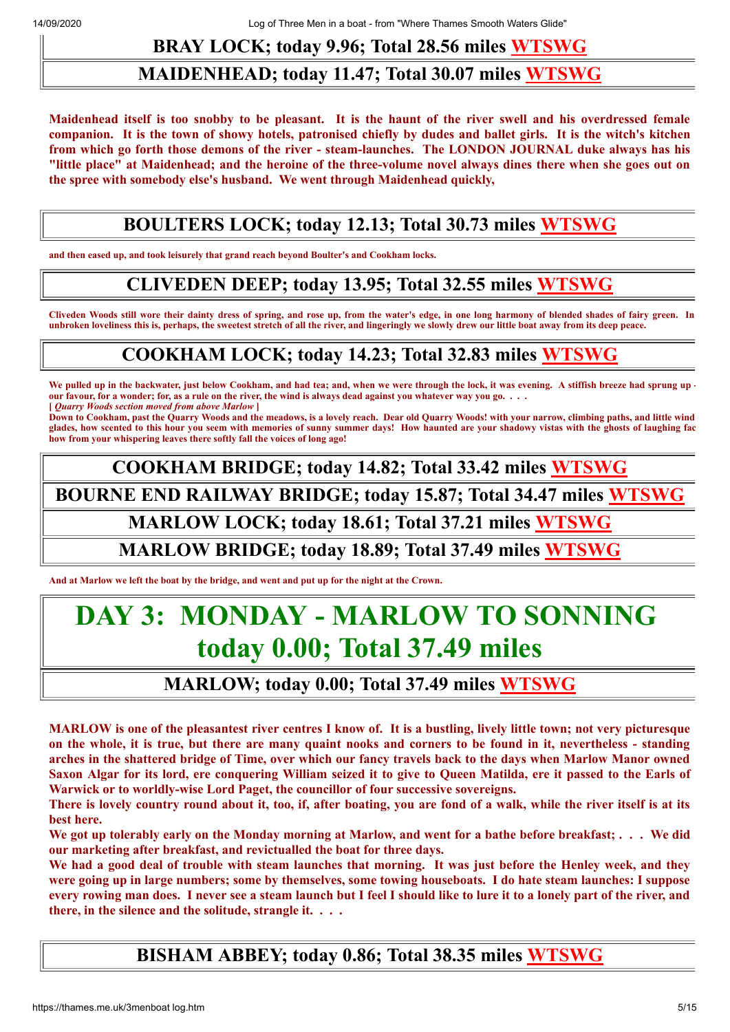## BRAY LOCK; today 9.96; Total 28.56 miles WTSWG

## MAIDENHEAD; today 11.47; Total 30.07 miles WTSWG

**Maidenhead itself is too snobby to be pleasant. It is the haunt of the river swell and his overdressed female companion. It is the town of showy hotels, patronised chiefly by dudes and ballet girls. It is the witch's kitchen from which go forth those demons of the river - steam-launches. The LONDON JOURNAL duke always has his "little place" at Maidenhead; and the heroine of the three-volume novel always dines there when she goes out on the spree with somebody else's husband. We went through Maidenhead quickly,**

## BOULTERS LOCK; today 12.13; Total 30.73 miles WTSWG

**and then eased up, and took leisurely that grand reach beyond Boulter's and Cookham locks.**

## CLIVEDEN DEEP; today 13.95; Total 32.55 miles WTSWG

**Cliveden Woods still wore their dainty dress of spring, and rose up, from the water's edge, in one long harmony of blended shades of fairy green. In unbroken loveliness this is, perhaps, the sweetest stretch of all the river, and lingeringly we slowly drew our little boat away from its deep peace.**

## COOKHAM LOCK; today 14.23; Total 32.83 miles WTSWG

**We pulled up in the backwater, just below Cookham, and had tea; and, when we were through the lock, it was evening. A stiffish breeze had sprung up - our favour, for a wonder; for, as a rule on the river, the wind is always dead against you whatever way you go. . . .**
**[ *Quarry Woods section moved from above Marlow* ]**
**Down to Cookham, past the Quarry Woods and the meadows, is a lovely reach. Dear old Quarry Woods! with your narrow, climbing paths, and little wind glades, how scented to this hour you seem with memories of sunny summer days! How haunted are your shadowy vistas with the ghosts of laughing fac how from your whispering leaves there softly fall the voices of long ago!**

## COOKHAM BRIDGE; today 14.82; Total 33.42 miles WTSWG

## BOURNE END RAILWAY BRIDGE; today 15.87; Total 34.47 miles WTSWG

## MARLOW LOCK; today 18.61; Total 37.21 miles WTSWG

## MARLOW BRIDGE; today 18.89; Total 37.49 miles WTSWG

**And at Marlow we left the boat by the bridge, and went and put up for the night at the Crown.**

# DAY 3: MONDAY - MARLOW TO SONNING today 0.00; Total 37.49 miles

## MARLOW; today 0.00; Total 37.49 miles WTSWG

**MARLOW is one of the pleasantest river centres I know of. It is a bustling, lively little town; not very picturesque on the whole, it is true, but there are many quaint nooks and corners to be found in it, nevertheless - standing arches in the shattered bridge of Time, over which our fancy travels back to the days when Marlow Manor owned Saxon Algar for its lord, ere conquering William seized it to give to Queen Matilda, ere it passed to the Earls of Warwick or to worldly-wise Lord Paget, the councillor of four successive sovereigns.**
**There is lovely country round about it, too, if, after boating, you are fond of a walk, while the river itself is at its best here.**
**We got up tolerably early on the Monday morning at Marlow, and went for a bathe before breakfast; . . . We did our marketing after breakfast, and revictualled the boat for three days.**
**We had a good deal of trouble with steam launches that morning. It was just before the Henley week, and they were going up in large numbers; some by themselves, some towing houseboats. I do hate steam launches: I suppose every rowing man does. I never see a steam launch but I feel I should like to lure it to a lonely part of the river, and there, in the silence and the solitude, strangle it. . . .**

## BISHAM ABBEY; today 0.86; Total 38.35 miles WTSWG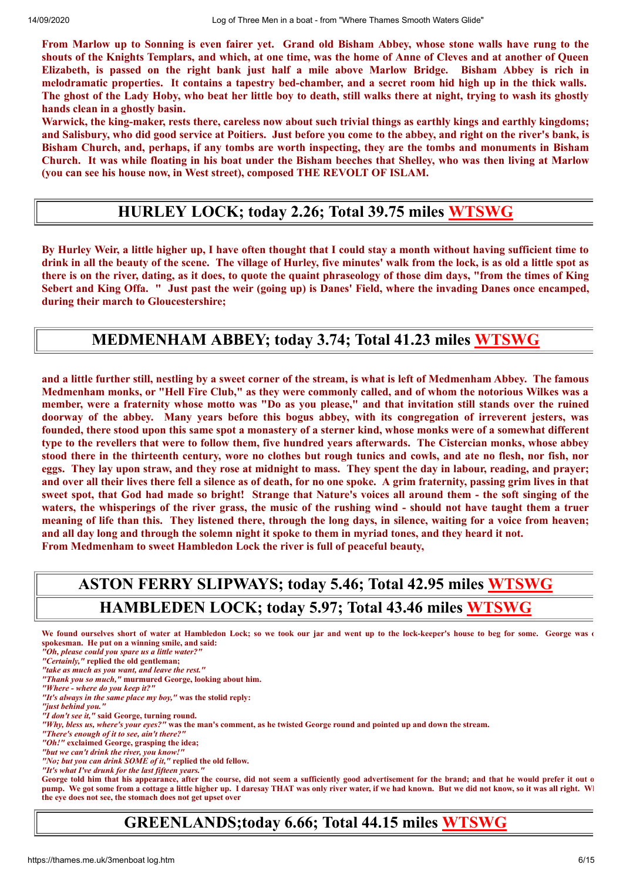**From Marlow up to Sonning is even fairer yet. Grand old Bisham Abbey, whose stone walls have rung to the shouts of the Knights Templars, and which, at one time, was the home of Anne of Cleves and at another of Queen Elizabeth, is passed on the right bank just half a mile above Marlow Bridge. Bisham Abbey is rich in melodramatic properties. It contains a tapestry bed-chamber, and a secret room hid high up in the thick walls. The ghost of the Lady Hoby, who beat her little boy to death, still walks there at night, trying to wash its ghostly hands clean in a ghostly basin.**

**Warwick, the king-maker, rests there, careless now about such trivial things as earthly kings and earthly kingdoms; and Salisbury, who did good service at Poitiers. Just before you come to the abbey, and right on the river's bank, is Bisham Church, and, perhaps, if any tombs are worth inspecting, they are the tombs and monuments in Bisham Church. It was while floating in his boat under the Bisham beeches that Shelley, who was then living at Marlow (you can see his house now, in West street), composed THE REVOLT OF ISLAM.**

## HURLEY LOCK; today 2.26; Total 39.75 miles WTSWG

**By Hurley Weir, a little higher up, I have often thought that I could stay a month without having sufficient time to drink in all the beauty of the scene. The village of Hurley, five minutes' walk from the lock, is as old a little spot as there is on the river, dating, as it does, to quote the quaint phraseology of those dim days, "from the times of King Sebert and King Offa. " Just past the weir (going up) is Danes' Field, where the invading Danes once encamped, during their march to Gloucestershire;**

## MEDMENHAM ABBEY; today 3.74; Total 41.23 miles WTSWG

**and a little further still, nestling by a sweet corner of the stream, is what is left of Medmenham Abbey. The famous Medmenham monks, or "Hell Fire Club," as they were commonly called, and of whom the notorious Wilkes was a member, were a fraternity whose motto was "Do as you please," and that invitation still stands over the ruined doorway of the abbey. Many years before this bogus abbey, with its congregation of irreverent jesters, was founded, there stood upon this same spot a monastery of a sterner kind, whose monks were of a somewhat different type to the revellers that were to follow them, five hundred years afterwards. The Cistercian monks, whose abbey stood there in the thirteenth century, wore no clothes but rough tunics and cowls, and ate no flesh, nor fish, nor eggs. They lay upon straw, and they rose at midnight to mass. They spent the day in labour, reading, and prayer; and over all their lives there fell a silence as of death, for no one spoke. A grim fraternity, passing grim lives in that sweet spot, that God had made so bright! Strange that Nature's voices all around them - the soft singing of the waters, the whisperings of the river grass, the music of the rushing wind - should not have taught them a truer meaning of life than this. They listened there, through the long days, in silence, waiting for a voice from heaven; and all day long and through the solemn night it spoke to them in myriad tones, and they heard it not.**

**From Medmenham to sweet Hambledon Lock the river is full of peaceful beauty,**

## ASTON FERRY SLIPWAYS; today 5.46; Total 42.95 miles WTSWG

## HAMBLEDEN LOCK; today 5.97; Total 43.46 miles WTSWG

**We found ourselves short of water at Hambledon Lock; so we took our jar and went up to the lock-keeper's house to beg for some. George was ( spokesman. He put on a winning smile, and said:**

***"Oh, please could you spare us a little water?"***

***"Certainly,"* replied the old gentleman;**

***"take as much as you want, and leave the rest."***

***"Thank you so much,"* murmured George, looking about him.**

***"Where - where do you keep it?"***

***"It's always in the same place my boy,"* was the stolid reply:**

***"just behind you."***

***"I don't see it,"* said George, turning round.**

***"Why, bless us, where's your eyes?"* was the man's comment, as he twisted George round and pointed up and down the stream.**

***"There's enough of it to see, ain't there?"***

***"Oh!"* exclaimed George, grasping the idea;**

***"but we can't drink the river, you know!"***

***"No; but you can drink SOME of it,"* replied the old fellow.**

***"It's what I've drunk for the last fifteen years."***

**George told him that his appearance, after the course, did not seem a sufficiently good advertisement for the brand; and that he would prefer it out o pump. We got some from a cottage a little higher up. I daresay THAT was only river water, if we had known. But we did not know, so it was all right. Wl the eye does not see, the stomach does not get upset over**

## GREENLANDS;today 6.66; Total 44.15 miles WTSWG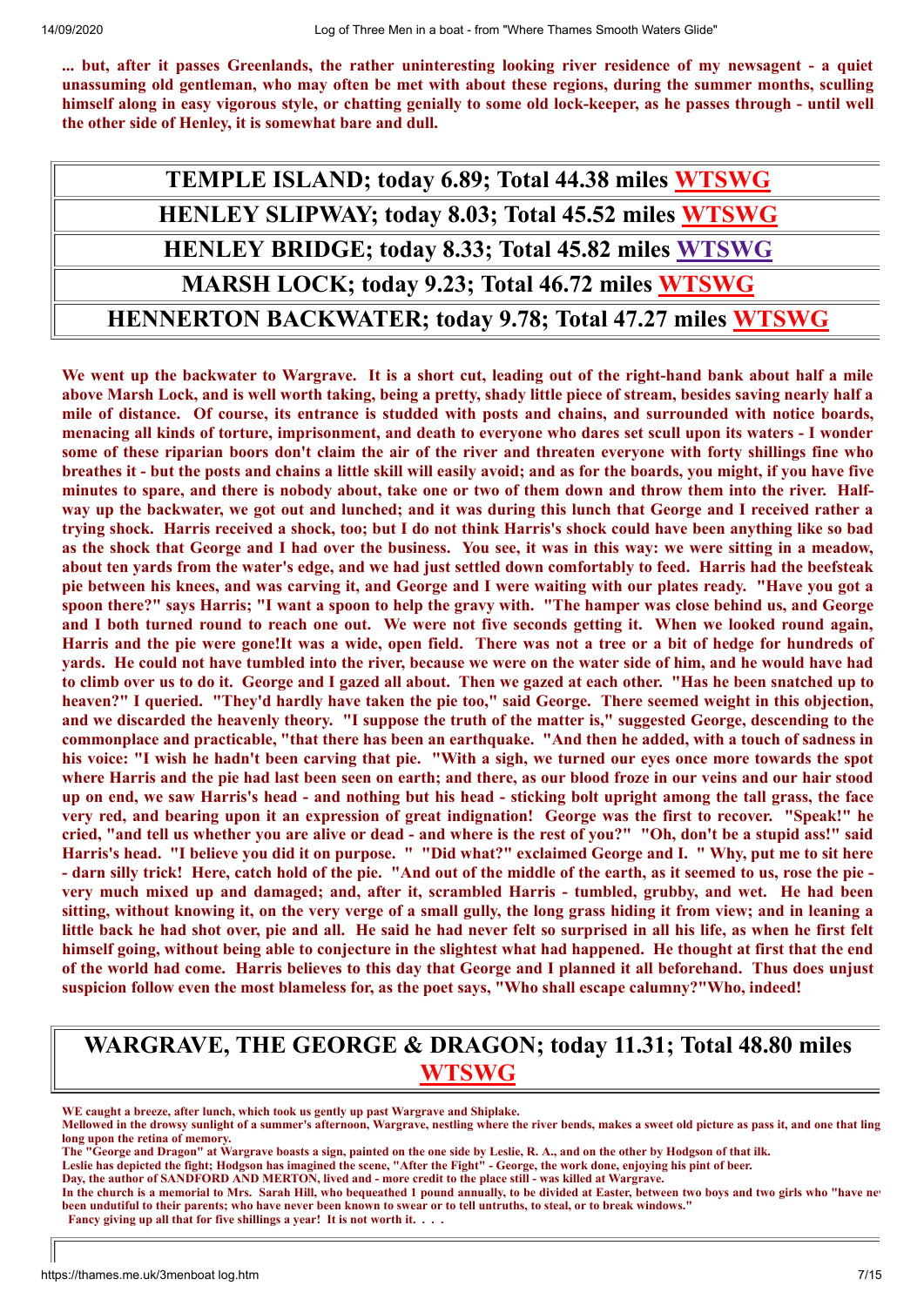**... but, after it passes Greenlands, the rather uninteresting looking river residence of my newsagent - a quiet unassuming old gentleman, who may often be met with about these regions, during the summer months, sculling himself along in easy vigorous style, or chatting genially to some old lock-keeper, as he passes through - until well the other side of Henley, it is somewhat bare and dull.**

## TEMPLE ISLAND; today 6.89; Total 44.38 miles WTSWG

## HENLEY SLIPWAY; today 8.03; Total 45.52 miles WTSWG

## HENLEY BRIDGE; today 8.33; Total 45.82 miles WTSWG

## MARSH LOCK; today 9.23; Total 46.72 miles WTSWG

## HENNERTON BACKWATER; today 9.78; Total 47.27 miles WTSWG

**We went up the backwater to Wargrave. It is a short cut, leading out of the right-hand bank about half a mile above Marsh Lock, and is well worth taking, being a pretty, shady little piece of stream, besides saving nearly half a mile of distance. Of course, its entrance is studded with posts and chains, and surrounded with notice boards, menacing all kinds of torture, imprisonment, and death to everyone who dares set scull upon its waters - I wonder some of these riparian boors don't claim the air of the river and threaten everyone with forty shillings fine who breathes it - but the posts and chains a little skill will easily avoid; and as for the boards, you might, if you have five minutes to spare, and there is nobody about, take one or two of them down and throw them into the river. Half-way up the backwater, we got out and lunched; and it was during this lunch that George and I received rather a trying shock. Harris received a shock, too; but I do not think Harris's shock could have been anything like so bad as the shock that George and I had over the business. You see, it was in this way: we were sitting in a meadow, about ten yards from the water's edge, and we had just settled down comfortably to feed. Harris had the beefsteak pie between his knees, and was carving it, and George and I were waiting with our plates ready. "Have you got a spoon there?" says Harris; "I want a spoon to help the gravy with. "The hamper was close behind us, and George and I both turned round to reach one out. We were not five seconds getting it. When we looked round again, Harris and the pie were gone!It was a wide, open field. There was not a tree or a bit of hedge for hundreds of yards. He could not have tumbled into the river, because we were on the water side of him, and he would have had to climb over us to do it. George and I gazed all about. Then we gazed at each other. "Has he been snatched up to heaven?" I queried. "They'd hardly have taken the pie too," said George. There seemed weight in this objection, and we discarded the heavenly theory. "I suppose the truth of the matter is," suggested George, descending to the commonplace and practicable, "that there has been an earthquake. "And then he added, with a touch of sadness in his voice: "I wish he hadn't been carving that pie. "With a sigh, we turned our eyes once more towards the spot where Harris and the pie had last been seen on earth; and there, as our blood froze in our veins and our hair stood up on end, we saw Harris's head - and nothing but his head - sticking bolt upright among the tall grass, the face very red, and bearing upon it an expression of great indignation! George was the first to recover. "Speak!" he cried, "and tell us whether you are alive or dead - and where is the rest of you?" "Oh, don't be a stupid ass!" said Harris's head. "I believe you did it on purpose. " "Did what?" exclaimed George and I. " Why, put me to sit here - darn silly trick! Here, catch hold of the pie. "And out of the middle of the earth, as it seemed to us, rose the pie - very much mixed up and damaged; and, after it, scrambled Harris - tumbled, grubby, and wet. He had been sitting, without knowing it, on the very verge of a small gully, the long grass hiding it from view; and in leaning a little back he had shot over, pie and all. He said he had never felt so surprised in all his life, as when he first felt himself going, without being able to conjecture in the slightest what had happened. He thought at first that the end of the world had come. Harris believes to this day that George and I planned it all beforehand. Thus does unjust suspicion follow even the most blameless for, as the poet says, "Who shall escape calumny?"Who, indeed!**

## WARGRAVE, THE GEORGE & DRAGON; today 11.31; Total 48.80 miles WTSWG

**WE caught a breeze, after lunch, which took us gently up past Wargrave and Shiplake.**
**Mellowed in the drowsy sunlight of a summer's afternoon, Wargrave, nestling where the river bends, makes a sweet old picture as pass it, and one that ling long upon the retina of memory.**
**The "George and Dragon" at Wargrave boasts a sign, painted on the one side by Leslie, R. A., and on the other by Hodgson of that ilk.**
**Leslie has depicted the fight; Hodgson has imagined the scene, "After the Fight" - George, the work done, enjoying his pint of beer.**
**Day, the author of SANDFORD AND MERTON, lived and - more credit to the place still - was killed at Wargrave.**
**In the church is a memorial to Mrs. Sarah Hill, who bequeathed 1 pound annually, to be divided at Easter, between two boys and two girls who "have ne been undutiful to their parents; who have never been known to swear or to tell untruths, to steal, or to break windows."**
**Fancy giving up all that for five shillings a year! It is not worth it. . . .**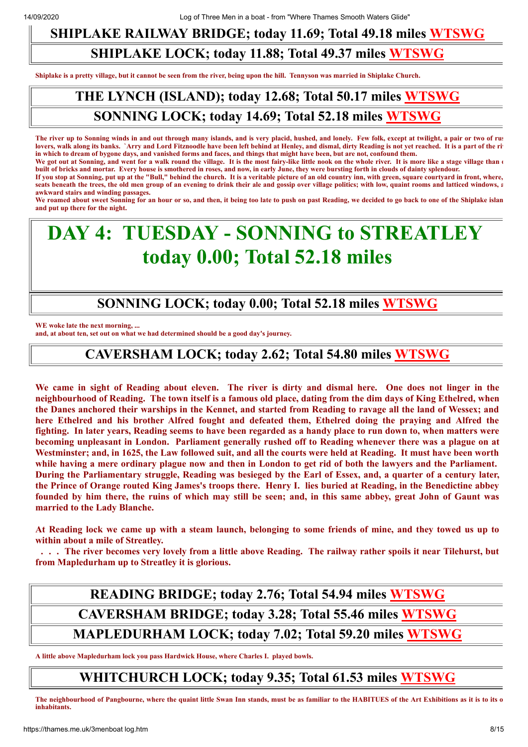## SHIPLAKE RAILWAY BRIDGE; today 11.69; Total 49.18 miles WTSWG

## SHIPLAKE LOCK; today 11.88; Total 49.37 miles WTSWG

**Shiplake is a pretty village, but it cannot be seen from the river, being upon the hill. Tennyson was married in Shiplake Church.**

## THE LYNCH (ISLAND); today 12.68; Total 50.17 miles WTSWG

## SONNING LOCK; today 14.69; Total 52.18 miles WTSWG

**The river up to Sonning winds in and out through many islands, and is very placid, hushed, and lonely. Few folk, except at twilight, a pair or two of rus lovers, walk along its banks. `Arry and Lord Fitznoodle have been left behind at Henley, and dismal, dirty Reading is not yet reached. It is a part of the ri in which to dream of bygone days, and vanished forms and faces, and things that might have been, but are not, confound them.**
**We got out at Sonning, and went for a walk round the village. It is the most fairy-like little nook on the whole river. It is more like a stage village than built of bricks and mortar. Every house is smothered in roses, and now, in early June, they were bursting forth in clouds of dainty splendour.**
**If you stop at Sonning, put up at the "Bull," behind the church. It is a veritable picture of an old country inn, with green, square courtyard in front, where, seats beneath the trees, the old men group of an evening to drink their ale and gossip over village politics; with low, quaint rooms and latticed windows, awkward stairs and winding passages.**
**We roamed about sweet Sonning for an hour or so, and then, it being too late to push on past Reading, we decided to go back to one of the Shiplake islan and put up there for the night.**

# DAY 4: TUESDAY - SONNING to STREATLEY today 0.00; Total 52.18 miles

## SONNING LOCK; today 0.00; Total 52.18 miles WTSWG

**WE woke late the next morning, ...**
**and, at about ten, set out on what we had determined should be a good day's journey.**

## CAVERSHAM LOCK; today 2.62; Total 54.80 miles WTSWG

**We came in sight of Reading about eleven. The river is dirty and dismal here. One does not linger in the neighbourhood of Reading. The town itself is a famous old place, dating from the dim days of King Ethelred, when the Danes anchored their warships in the Kennet, and started from Reading to ravage all the land of Wessex; and here Ethelred and his brother Alfred fought and defeated them, Ethelred doing the praying and Alfred the fighting. In later years, Reading seems to have been regarded as a handy place to run down to, when matters were becoming unpleasant in London. Parliament generally rushed off to Reading whenever there was a plague on at Westminster; and, in 1625, the Law followed suit, and all the courts were held at Reading. It must have been worth while having a mere ordinary plague now and then in London to get rid of both the lawyers and the Parliament. During the Parliamentary struggle, Reading was besieged by the Earl of Essex, and, a quarter of a century later, the Prince of Orange routed King James's troops there. Henry I. lies buried at Reading, in the Benedictine abbey founded by him there, the ruins of which may still be seen; and, in this same abbey, great John of Gaunt was married to the Lady Blanche.**

**At Reading lock we came up with a steam launch, belonging to some friends of mine, and they towed us up to within about a mile of Streatley.**
**. . . The river becomes very lovely from a little above Reading. The railway rather spoils it near Tilehurst, but from Mapledurham up to Streatley it is glorious.**

## READING BRIDGE; today 2.76; Total 54.94 miles WTSWG

## CAVERSHAM BRIDGE; today 3.28; Total 55.46 miles WTSWG

## MAPLEDURHAM LOCK; today 7.02; Total 59.20 miles WTSWG

**A little above Mapledurham lock you pass Hardwick House, where Charles I. played bowls.**

## WHITCHURCH LOCK; today 9.35; Total 61.53 miles WTSWG

**The neighbourhood of Pangbourne, where the quaint little Swan Inn stands, must be as familiar to the HABITUES of the Art Exhibitions as it is to its o inhabitants.**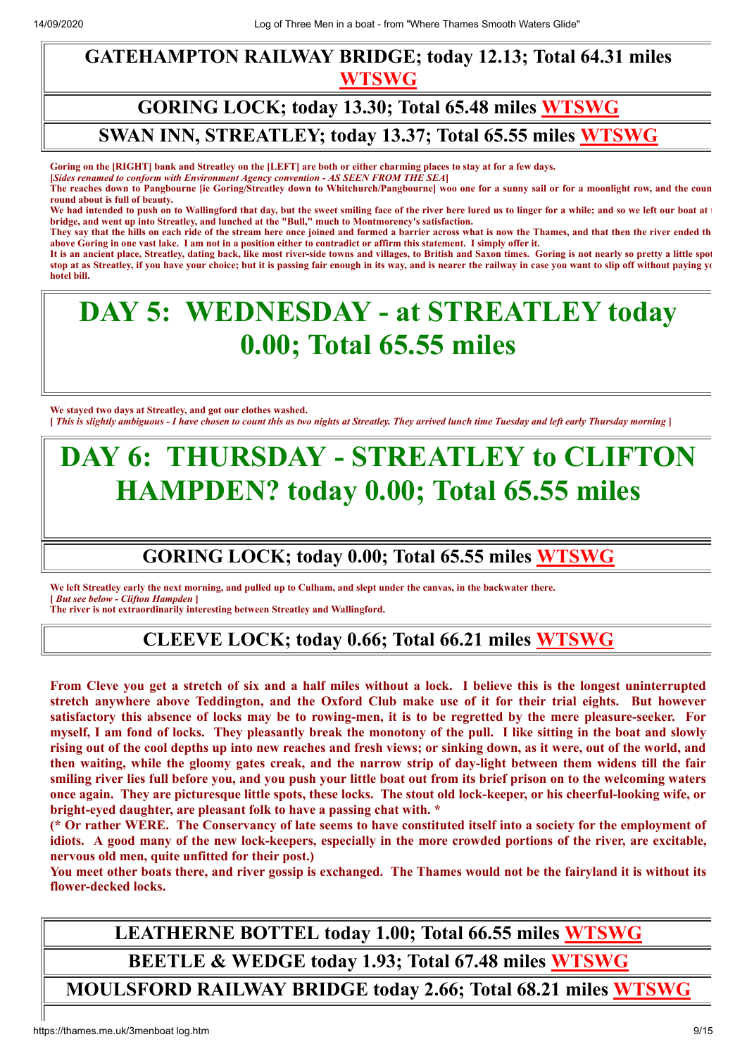## GATEHAMPTON RAILWAY BRIDGE; today 12.13; Total 64.31 miles WTSWG

## GORING LOCK; today 13.30; Total 65.48 miles WTSWG

## SWAN INN, STREATLEY; today 13.37; Total 65.55 miles WTSWG

**Goring on the [RIGHT] bank and Streatley on the [LEFT] are both or either charming places to stay at for a few days.**
**[*Sides renamed to conform with Environment Agency convention - AS SEEN FROM THE SEA*]**
**The reaches down to Pangbourne [ie Goring/Streatley down to Whitchurch/Pangbourne] woo one for a sunny sail or for a moonlight row, and the coun round about is full of beauty.**
**We had intended to push on to Wallingford that day, but the sweet smiling face of the river here lured us to linger for a while; and so we left our boat at t bridge, and went up into Streatley, and lunched at the "Bull," much to Montmorency's satisfaction.**
**They say that the hills on each ride of the stream here once joined and formed a barrier across what is now the Thames, and that then the river ended th above Goring in one vast lake. I am not in a position either to contradict or affirm this statement. I simply offer it.**
**It is an ancient place, Streatley, dating back, like most river-side towns and villages, to British and Saxon times. Goring is not nearly so pretty a little spot stop at as Streatley, if you have your choice; but it is passing fair enough in its way, and is nearer the railway in case you want to slip off without paying yo hotel bill.**

# DAY 5: WEDNESDAY - at STREATLEY today 0.00; Total 65.55 miles

**We stayed two days at Streatley, and got our clothes washed.**
**[ *This is slightly ambiguous - I have chosen to count this as two nights at Streatley. They arrived lunch time Tuesday and left early Thursday morning* ]**

# DAY 6: THURSDAY - STREATLEY to CLIFTON HAMPDEN? today 0.00; Total 65.55 miles

## GORING LOCK; today 0.00; Total 65.55 miles WTSWG

**We left Streatley early the next morning, and pulled up to Culham, and slept under the canvas, in the backwater there.**
**[ *But see below - Clifton Hampden* ]**
**The river is not extraordinarily interesting between Streatley and Wallingford.**

## CLEEVE LOCK; today 0.66; Total 66.21 miles WTSWG

**From Cleve you get a stretch of six and a half miles without a lock. I believe this is the longest uninterrupted stretch anywhere above Teddington, and the Oxford Club make use of it for their trial eights. But however satisfactory this absence of locks may be to rowing-men, it is to be regretted by the mere pleasure-seeker. For myself, I am fond of locks. They pleasantly break the monotony of the pull. I like sitting in the boat and slowly rising out of the cool depths up into new reaches and fresh views; or sinking down, as it were, out of the world, and then waiting, while the gloomy gates creak, and the narrow strip of day-light between them widens till the fair smiling river lies full before you, and you push your little boat out from its brief prison on to the welcoming waters once again. They are picturesque little spots, these locks. The stout old lock-keeper, or his cheerful-looking wife, or bright-eyed daughter, are pleasant folk to have a passing chat with. ***
**(* Or rather WERE. The Conservancy of late seems to have constituted itself into a society for the employment of idiots. A good many of the new lock-keepers, especially in the more crowded portions of the river, are excitable, nervous old men, quite unfitted for their post.)**
**You meet other boats there, and river gossip is exchanged. The Thames would not be the fairyland it is without its flower-decked locks.**

## LEATHERNE BOTTEL today 1.00; Total 66.55 miles WTSWG

## BEETLE & WEDGE today 1.93; Total 67.48 miles WTSWG

## MOULSFORD RAILWAY BRIDGE today 2.66; Total 68.21 miles WTSWG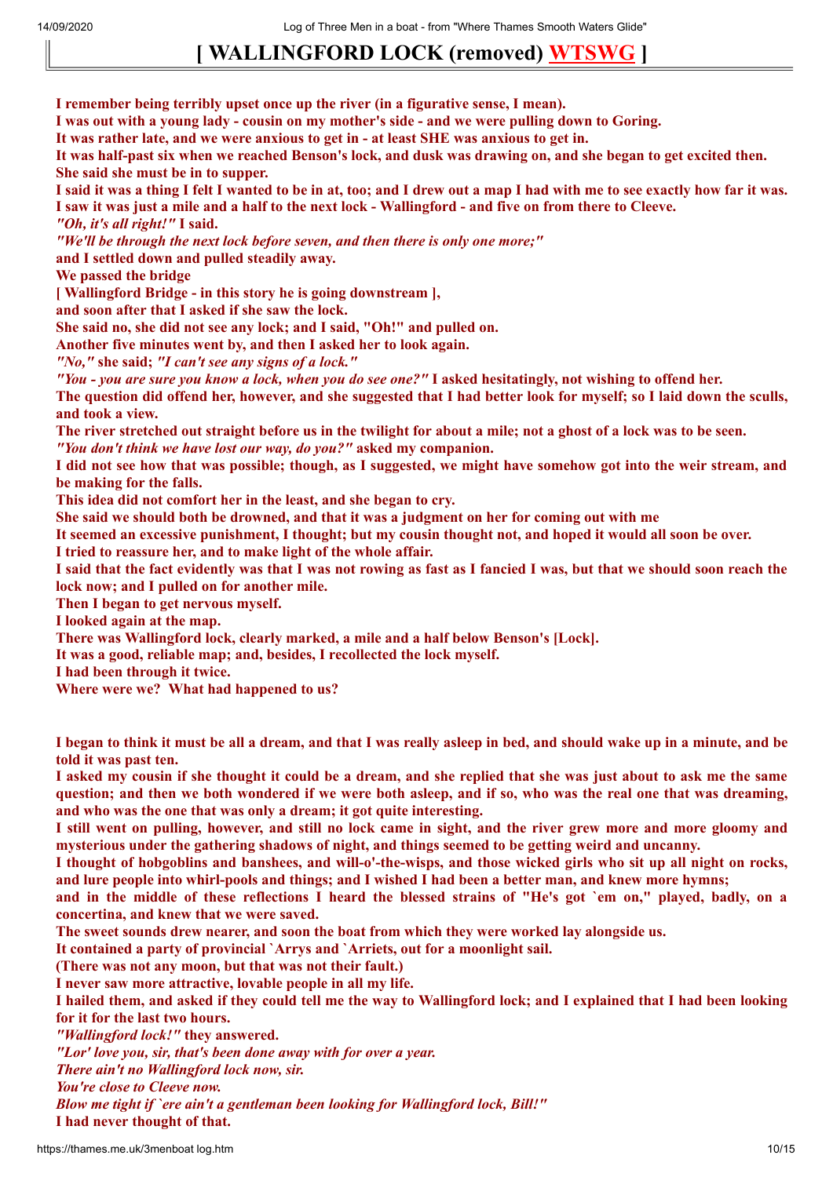# [ WALLINGFORD LOCK (removed) WTSWG ]

**I remember being terribly upset once up the river (in a figurative sense, I mean).**
**I was out with a young lady - cousin on my mother's side - and we were pulling down to Goring.**
**It was rather late, and we were anxious to get in - at least SHE was anxious to get in.**
**It was half-past six when we reached Benson's lock, and dusk was drawing on, and she began to get excited then.**
**She said she must be in to supper.**
**I said it was a thing I felt I wanted to be in at, too; and I drew out a map I had with me to see exactly how far it was.**
**I saw it was just a mile and a half to the next lock - Wallingford - and five on from there to Cleeve.**
***"Oh, it's all right!"* I said.**
***"We'll be through the next lock before seven, and then there is only one more;"***
**and I settled down and pulled steadily away.**
**We passed the bridge**
**[ Wallingford Bridge - in this story he is going downstream ],**
**and soon after that I asked if she saw the lock.**
**She said no, she did not see any lock; and I said, "Oh!" and pulled on.**
**Another five minutes went by, and then I asked her to look again.**
***"No,"* she said; *"I can't see any signs of a lock."***
***"You - you are sure you know a lock, when you do see one?"* I asked hesitatingly, not wishing to offend her.**
**The question did offend her, however, and she suggested that I had better look for myself; so I laid down the sculls, and took a view.**
**The river stretched out straight before us in the twilight for about a mile; not a ghost of a lock was to be seen.**
***"You don't think we have lost our way, do you?"* asked my companion.**
**I did not see how that was possible; though, as I suggested, we might have somehow got into the weir stream, and be making for the falls.**
**This idea did not comfort her in the least, and she began to cry.**
**She said we should both be drowned, and that it was a judgment on her for coming out with me**
**It seemed an excessive punishment, I thought; but my cousin thought not, and hoped it would all soon be over.**
**I tried to reassure her, and to make light of the whole affair.**
**I said that the fact evidently was that I was not rowing as fast as I fancied I was, but that we should soon reach the lock now; and I pulled on for another mile.**
**Then I began to get nervous myself.**
**I looked again at the map.**
**There was Wallingford lock, clearly marked, a mile and a half below Benson's [Lock].**
**It was a good, reliable map; and, besides, I recollected the lock myself.**
**I had been through it twice.**
**Where were we? What had happened to us?**

**I began to think it must be all a dream, and that I was really asleep in bed, and should wake up in a minute, and be told it was past ten.**
**I asked my cousin if she thought it could be a dream, and she replied that she was just about to ask me the same question; and then we both wondered if we were both asleep, and if so, who was the real one that was dreaming, and who was the one that was only a dream; it got quite interesting.**
**I still went on pulling, however, and still no lock came in sight, and the river grew more and more gloomy and mysterious under the gathering shadows of night, and things seemed to be getting weird and uncanny.**
**I thought of hobgoblins and banshees, and will-o'-the-wisps, and those wicked girls who sit up all night on rocks, and lure people into whirl-pools and things; and I wished I had been a better man, and knew more hymns;**
**and in the middle of these reflections I heard the blessed strains of "He's got `em on," played, badly, on a concertina, and knew that we were saved.**
**The sweet sounds drew nearer, and soon the boat from which they were worked lay alongside us.**
**It contained a party of provincial `Arrys and `Arriets, out for a moonlight sail.**
**(There was not any moon, but that was not their fault.)**
**I never saw more attractive, lovable people in all my life.**
**I hailed them, and asked if they could tell me the way to Wallingford lock; and I explained that I had been looking for it for the last two hours.**
***"Wallingford lock!"* they answered.**
***"Lor' love you, sir, that's been done away with for over a year.***
***There ain't no Wallingford lock now, sir.***
***You're close to Cleeve now.***
***Blow me tight if `ere ain't a gentleman been looking for Wallingford lock, Bill!"***
**I had never thought of that.**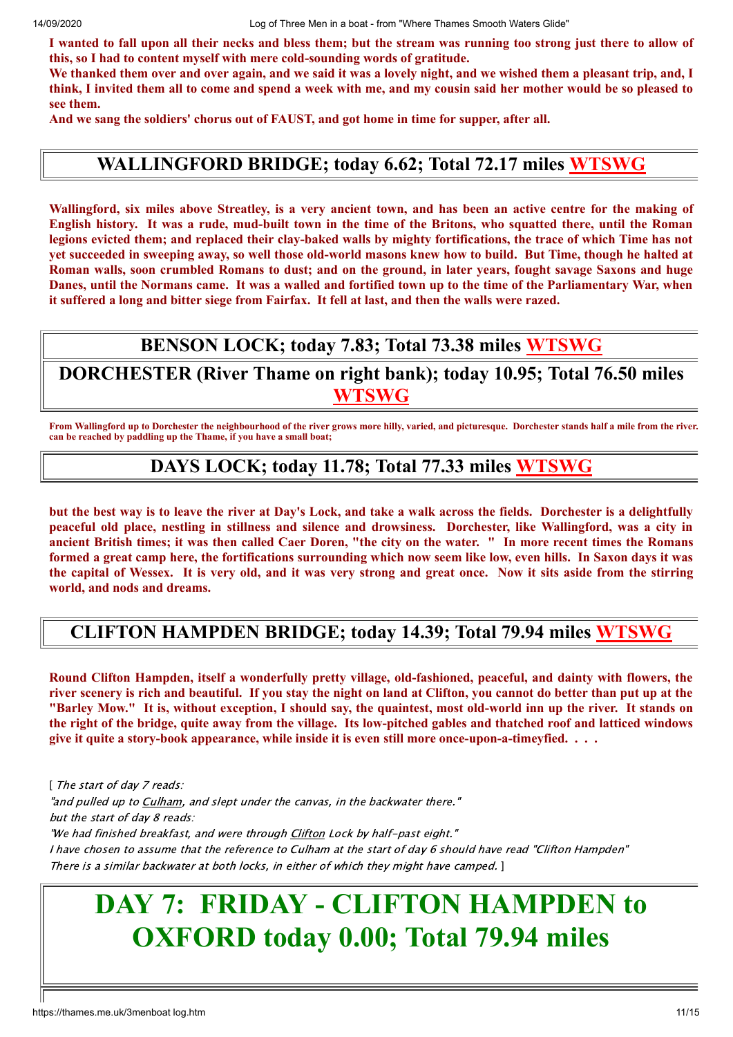**I wanted to fall upon all their necks and bless them; but the stream was running too strong just there to allow of this, so I had to content myself with mere cold-sounding words of gratitude.**
**We thanked them over and over again, and we said it was a lovely night, and we wished them a pleasant trip, and, I think, I invited them all to come and spend a week with me, and my cousin said her mother would be so pleased to see them.**
**And we sang the soldiers' chorus out of FAUST, and got home in time for supper, after all.**

## WALLINGFORD BRIDGE; today 6.62; Total 72.17 miles WTSWG

**Wallingford, six miles above Streatley, is a very ancient town, and has been an active centre for the making of English history. It was a rude, mud-built town in the time of the Britons, who squatted there, until the Roman legions evicted them; and replaced their clay-baked walls by mighty fortifications, the trace of which Time has not yet succeeded in sweeping away, so well those old-world masons knew how to build. But Time, though he halted at Roman walls, soon crumbled Romans to dust; and on the ground, in later years, fought savage Saxons and huge Danes, until the Normans came. It was a walled and fortified town up to the time of the Parliamentary War, when it suffered a long and bitter siege from Fairfax. It fell at last, and then the walls were razed.**

## BENSON LOCK; today 7.83; Total 73.38 miles WTSWG

## DORCHESTER (River Thame on right bank); today 10.95; Total 76.50 miles WTSWG

**From Wallingford up to Dorchester the neighbourhood of the river grows more hilly, varied, and picturesque. Dorchester stands half a mile from the river. can be reached by paddling up the Thame, if you have a small boat;**

## DAYS LOCK; today 11.78; Total 77.33 miles WTSWG

**but the best way is to leave the river at Day's Lock, and take a walk across the fields. Dorchester is a delightfully peaceful old place, nestling in stillness and silence and drowsiness. Dorchester, like Wallingford, was a city in ancient British times; it was then called Caer Doren, "the city on the water. " In more recent times the Romans formed a great camp here, the fortifications surrounding which now seem like low, even hills. In Saxon days it was the capital of Wessex. It is very old, and it was very strong and great once. Now it sits aside from the stirring world, and nods and dreams.**

## CLIFTON HAMPDEN BRIDGE; today 14.39; Total 79.94 miles WTSWG

**Round Clifton Hampden, itself a wonderfully pretty village, old-fashioned, peaceful, and dainty with flowers, the river scenery is rich and beautiful. If you stay the night on land at Clifton, you cannot do better than put up at the "Barley Mow." It is, without exception, I should say, the quaintest, most old-world inn up the river. It stands on the right of the bridge, quite away from the village. Its low-pitched gables and thatched roof and latticed windows give it quite a story-book appearance, while inside it is even still more once-upon-a-timeyfied. . . .**

[ *The start of day 7 reads:*
*"and pulled up to Culham, and slept under the canvas, in the backwater there."*
*but the start of day 8 reads:*
*"We had finished breakfast, and were through Clifton Lock by half-past eight."*
*I have chosen to assume that the reference to Culham at the start of day 6 should have read "Clifton Hampden"*
*There is a similar backwater at both locks, in either of which they might have camped.* ]

# DAY 7: FRIDAY - CLIFTON HAMPDEN to OXFORD today 0.00; Total 79.94 miles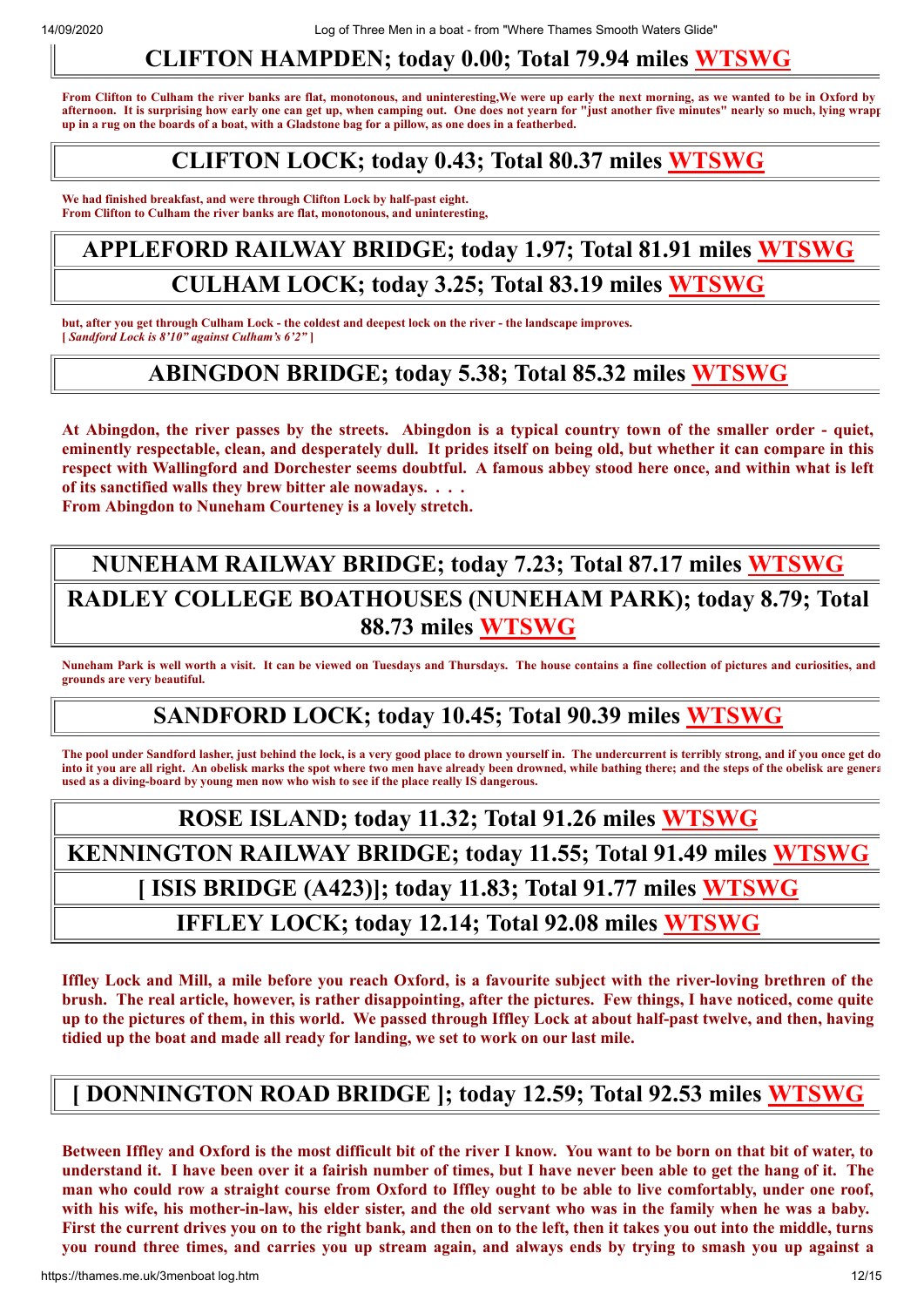## CLIFTON HAMPDEN; today 0.00; Total 79.94 miles WTSWG

**From Clifton to Culham the river banks are flat, monotonous, and uninteresting,We were up early the next morning, as we wanted to be in Oxford by afternoon. It is surprising how early one can get up, when camping out. One does not yearn for "just another five minutes" nearly so much, lying wrapp up in a rug on the boards of a boat, with a Gladstone bag for a pillow, as one does in a featherbed.**

## CLIFTON LOCK; today 0.43; Total 80.37 miles WTSWG

**We had finished breakfast, and were through Clifton Lock by half-past eight.**
**From Clifton to Culham the river banks are flat, monotonous, and uninteresting,**

## APPLEFORD RAILWAY BRIDGE; today 1.97; Total 81.91 miles WTSWG

## CULHAM LOCK; today 3.25; Total 83.19 miles WTSWG

**but, after you get through Culham Lock - the coldest and deepest lock on the river - the landscape improves.**
**[ *Sandford Lock is 8'10" against Culham's 6'2"* ]**

## ABINGDON BRIDGE; today 5.38; Total 85.32 miles WTSWG

**At Abingdon, the river passes by the streets. Abingdon is a typical country town of the smaller order - quiet, eminently respectable, clean, and desperately dull. It prides itself on being old, but whether it can compare in this respect with Wallingford and Dorchester seems doubtful. A famous abbey stood here once, and within what is left of its sanctified walls they brew bitter ale nowadays. . . .**
**From Abingdon to Nuneham Courteney is a lovely stretch.**

## NUNEHAM RAILWAY BRIDGE; today 7.23; Total 87.17 miles WTSWG

## RADLEY COLLEGE BOATHOUSES (NUNEHAM PARK); today 8.79; Total 88.73 miles WTSWG

**Nuneham Park is well worth a visit. It can be viewed on Tuesdays and Thursdays. The house contains a fine collection of pictures and curiosities, and grounds are very beautiful.**

## SANDFORD LOCK; today 10.45; Total 90.39 miles WTSWG

**The pool under Sandford lasher, just behind the lock, is a very good place to drown yourself in. The undercurrent is terribly strong, and if you once get do into it you are all right. An obelisk marks the spot where two men have already been drowned, while bathing there; and the steps of the obelisk are genera used as a diving-board by young men now who wish to see if the place really IS dangerous.**

## ROSE ISLAND; today 11.32; Total 91.26 miles WTSWG

## KENNINGTON RAILWAY BRIDGE; today 11.55; Total 91.49 miles WTSWG

## [ ISIS BRIDGE (A423)]; today 11.83; Total 91.77 miles WTSWG

## IFFLEY LOCK; today 12.14; Total 92.08 miles WTSWG

**Iffley Lock and Mill, a mile before you reach Oxford, is a favourite subject with the river-loving brethren of the brush. The real article, however, is rather disappointing, after the pictures. Few things, I have noticed, come quite up to the pictures of them, in this world. We passed through Iffley Lock at about half-past twelve, and then, having tidied up the boat and made all ready for landing, we set to work on our last mile.**

## [ DONNINGTON ROAD BRIDGE ]; today 12.59; Total 92.53 miles WTSWG

**Between Iffley and Oxford is the most difficult bit of the river I know. You want to be born on that bit of water, to understand it. I have been over it a fairish number of times, but I have never been able to get the hang of it. The man who could row a straight course from Oxford to Iffley ought to be able to live comfortably, under one roof, with his wife, his mother-in-law, his elder sister, and the old servant who was in the family when he was a baby. First the current drives you on to the right bank, and then on to the left, then it takes you out into the middle, turns you round three times, and carries you up stream again, and always ends by trying to smash you up against a**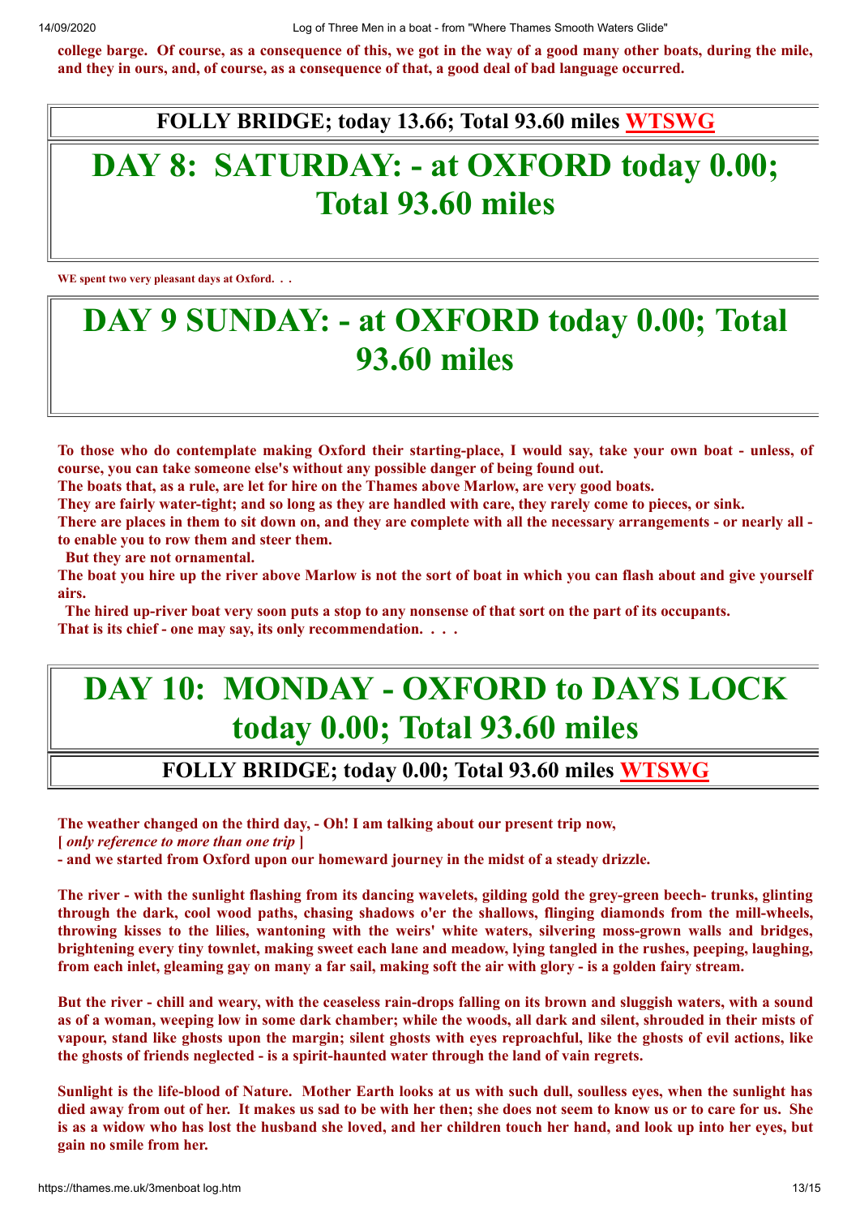**college barge. Of course, as a consequence of this, we got in the way of a good many other boats, during the mile, and they in ours, and, of course, as a consequence of that, a good deal of bad language occurred.**

### FOLLY BRIDGE; today 13.66; Total 93.60 miles WTSWG

# DAY 8: SATURDAY: - at OXFORD today 0.00; Total 93.60 miles

**WE spent two very pleasant days at Oxford. . .**

# DAY 9 SUNDAY: - at OXFORD today 0.00; Total 93.60 miles

**To those who do contemplate making Oxford their starting-place, I would say, take your own boat - unless, of course, you can take someone else's without any possible danger of being found out.**
**The boats that, as a rule, are let for hire on the Thames above Marlow, are very good boats.**
**They are fairly water-tight; and so long as they are handled with care, they rarely come to pieces, or sink.**
**There are places in them to sit down on, and they are complete with all the necessary arrangements - or nearly all - to enable you to row them and steer them.**
**But they are not ornamental.**
**The boat you hire up the river above Marlow is not the sort of boat in which you can flash about and give yourself airs.**
**The hired up-river boat very soon puts a stop to any nonsense of that sort on the part of its occupants.**
**That is its chief - one may say, its only recommendation. . . .**

# DAY 10: MONDAY - OXFORD to DAYS LOCK today 0.00; Total 93.60 miles

### FOLLY BRIDGE; today 0.00; Total 93.60 miles WTSWG

**The weather changed on the third day, - Oh! I am talking about our present trip now,**
**[ *only reference to more than one trip* ]**
**- and we started from Oxford upon our homeward journey in the midst of a steady drizzle.**

**The river - with the sunlight flashing from its dancing wavelets, gilding gold the grey-green beech- trunks, glinting through the dark, cool wood paths, chasing shadows o'er the shallows, flinging diamonds from the mill-wheels, throwing kisses to the lilies, wantoning with the weirs' white waters, silvering moss-grown walls and bridges, brightening every tiny townlet, making sweet each lane and meadow, lying tangled in the rushes, peeping, laughing, from each inlet, gleaming gay on many a far sail, making soft the air with glory - is a golden fairy stream.**

**But the river - chill and weary, with the ceaseless rain-drops falling on its brown and sluggish waters, with a sound as of a woman, weeping low in some dark chamber; while the woods, all dark and silent, shrouded in their mists of vapour, stand like ghosts upon the margin; silent ghosts with eyes reproachful, like the ghosts of evil actions, like the ghosts of friends neglected - is a spirit-haunted water through the land of vain regrets.**

**Sunlight is the life-blood of Nature. Mother Earth looks at us with such dull, soulless eyes, when the sunlight has died away from out of her. It makes us sad to be with her then; she does not seem to know us or to care for us. She is as a widow who has lost the husband she loved, and her children touch her hand, and look up into her eyes, but gain no smile from her.**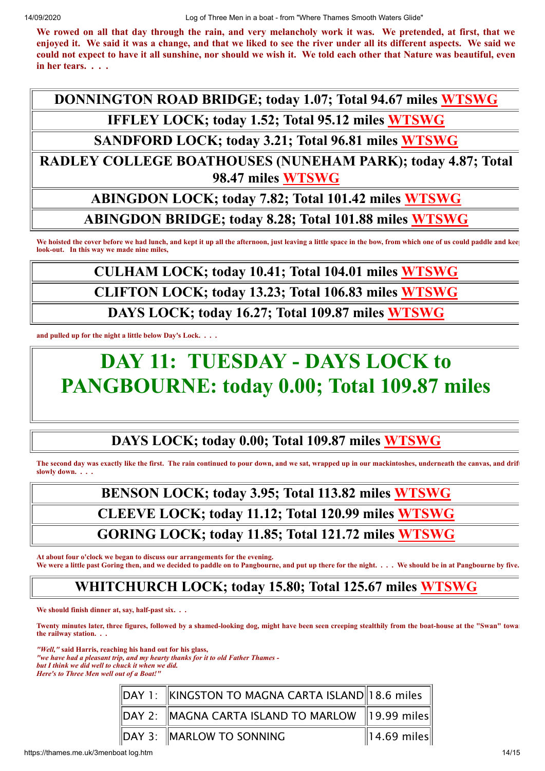**We rowed on all that day through the rain, and very melancholy work it was. We pretended, at first, that we enjoyed it. We said it was a change, and that we liked to see the river under all its different aspects. We said we could not expect to have it all sunshine, nor should we wish it. We told each other that Nature was beautiful, even in her tears. . . .**

## DONNINGTON ROAD BRIDGE; today 1.07; Total 94.67 miles WTSWG

## IFFLEY LOCK; today 1.52; Total 95.12 miles WTSWG

## SANDFORD LOCK; today 3.21; Total 96.81 miles WTSWG

## RADLEY COLLEGE BOATHOUSES (NUNEHAM PARK); today 4.87; Total 98.47 miles WTSWG

## ABINGDON LOCK; today 7.82; Total 101.42 miles WTSWG

## ABINGDON BRIDGE; today 8.28; Total 101.88 miles WTSWG

**We hoisted the cover before we had lunch, and kept it up all the afternoon, just leaving a little space in the bow, from which one of us could paddle and kee look-out. In this way we made nine miles,**

## CULHAM LOCK; today 10.41; Total 104.01 miles WTSWG

## CLIFTON LOCK; today 13.23; Total 106.83 miles WTSWG

## DAYS LOCK; today 16.27; Total 109.87 miles WTSWG

**and pulled up for the night a little below Day's Lock. . . .**

# DAY 11: TUESDAY - DAYS LOCK to PANGBOURNE: today 0.00; Total 109.87 miles

## DAYS LOCK; today 0.00; Total 109.87 miles WTSWG

**The second day was exactly like the first. The rain continued to pour down, and we sat, wrapped up in our mackintoshes, underneath the canvas, and drif slowly down. . . .**

## BENSON LOCK; today 3.95; Total 113.82 miles WTSWG

## CLEEVE LOCK; today 11.12; Total 120.99 miles WTSWG

## GORING LOCK; today 11.85; Total 121.72 miles WTSWG

**At about four o'clock we began to discuss our arrangements for the evening.**
**We were a little past Goring then, and we decided to paddle on to Pangbourne, and put up there for the night. . . . We should be in at Pangbourne by five.**

## WHITCHURCH LOCK; today 15.80; Total 125.67 miles WTSWG

**We should finish dinner at, say, half-past six. . .**

**Twenty minutes later, three figures, followed by a shamed-looking dog, might have been seen creeping stealthily from the boat-house at the "Swan" towa the railway station. . .**

***"Well,"* said Harris, reaching his hand out for his glass,**
***"we have had a pleasant trip, and my hearty thanks for it to old Father Thames -***
***but I think we did well to chuck it when we did.***
***Here's to Three Men well out of a Boat!"***

| | | |
|---|---|---|
| DAY 1: | KINGSTON TO MAGNA CARTA ISLAND | 18.6 miles |
| DAY 2: | MAGNA CARTA ISLAND TO MARLOW | 19.99 miles |
| DAY 3: | MARLOW TO SONNING | 14.69 miles |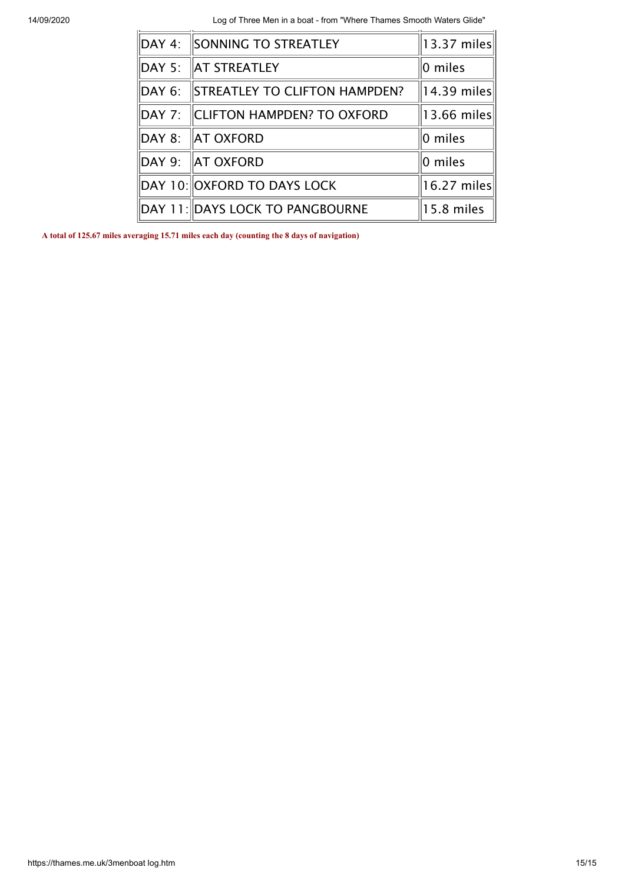| | | |
|---|---|---|
| DAY 4: | SONNING TO STREATLEY | 13.37 miles |
| DAY 5: | AT STREATLEY | 0 miles |
| DAY 6: | STREATLEY TO CLIFTON HAMPDEN? | 14.39 miles |
| DAY 7: | CLIFTON HAMPDEN? TO OXFORD | 13.66 miles |
| DAY 8: | AT OXFORD | 0 miles |
| DAY 9: | AT OXFORD | 0 miles |
| DAY 10: | OXFORD TO DAYS LOCK | 16.27 miles |
| DAY 11: | DAYS LOCK TO PANGBOURNE | 15.8 miles |

**A total of 125.67 miles averaging 15.71 miles each day (counting the 8 days of navigation)**